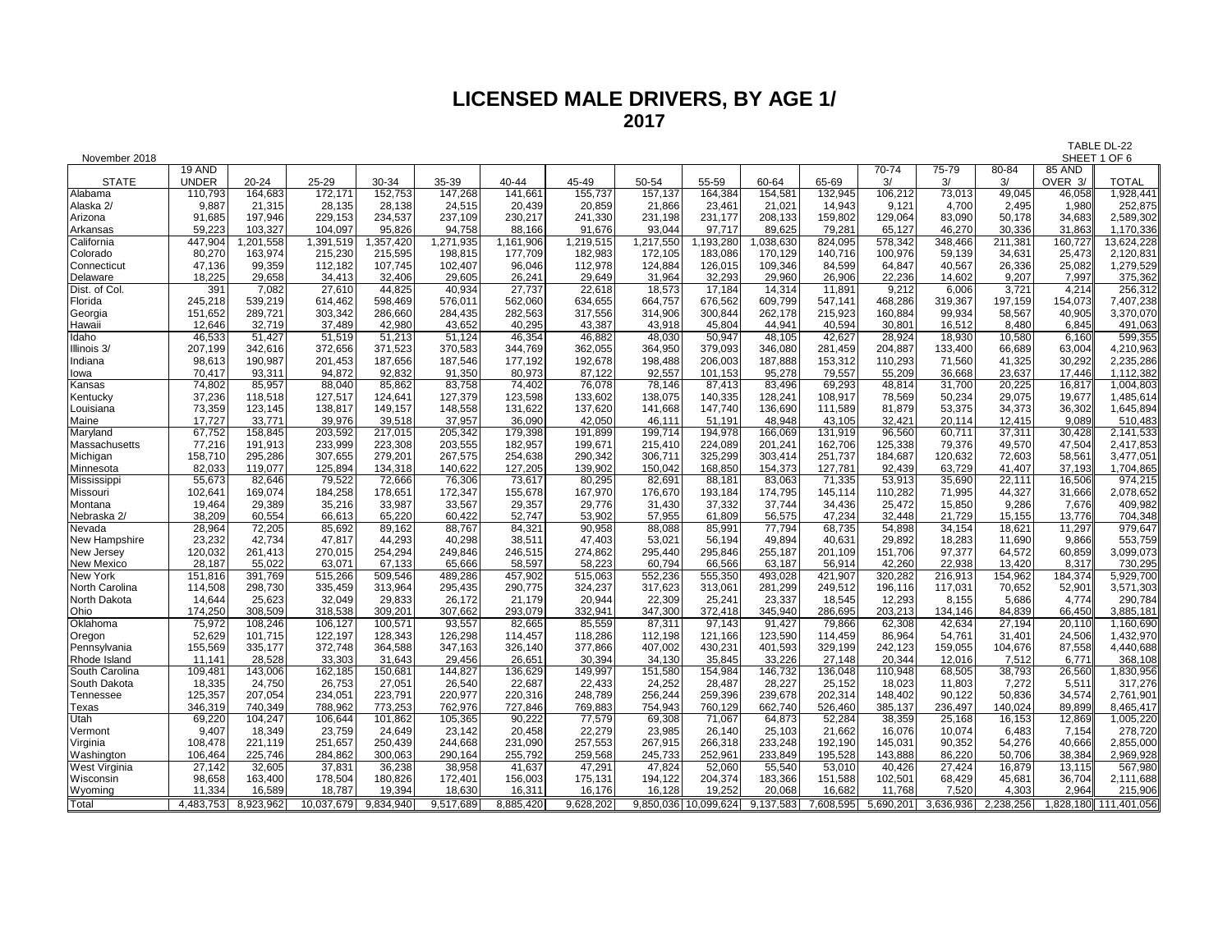# LICENSED MALE DRIVERS, BY AGE 1/

## 2017

November 2018

TABLE DL-22
SHEET 1 OF 6

| STATE | 19 AND UNDER | 20-24 | 25-29 | 30-34 | 35-39 | 40-44 | 45-49 | 50-54 | 55-59 | 60-64 | 65-69 | 70-74 3/ | 75-79 3/ | 80-84 3/ | 85 AND OVER 3/ | TOTAL |
|---|---|---|---|---|---|---|---|---|---|---|---|---|---|---|---|---|
| Alabama | 110,793 | 164,683 | 172,171 | 152,753 | 147,268 | 141,661 | 155,737 | 157,137 | 164,384 | 154,581 | 132,945 | 106,212 | 73,013 | 49,045 | 46,058 | 1,928,441 |
| Alaska 2/ | 9,887 | 21,315 | 28,135 | 28,138 | 24,515 | 20,439 | 20,859 | 21,866 | 23,461 | 21,021 | 14,943 | 9,121 | 4,700 | 2,495 | 1,980 | 252,875 |
| Arizona | 91,685 | 197,946 | 229,153 | 234,537 | 237,109 | 230,217 | 241,330 | 231,198 | 231,177 | 208,133 | 159,802 | 129,064 | 83,090 | 50,178 | 34,683 | 2,589,302 |
| Arkansas | 59,223 | 103,327 | 104,097 | 95,826 | 94,758 | 88,166 | 91,676 | 93,044 | 97,717 | 89,625 | 79,281 | 65,127 | 46,270 | 30,336 | 31,863 | 1,170,336 |
| California | 447,904 | 1,201,558 | 1,391,519 | 1,357,420 | 1,271,935 | 1,161,906 | 1,219,515 | 1,217,550 | 1,193,280 | 1,038,630 | 824,095 | 578,342 | 348,466 | 211,381 | 160,727 | 13,624,228 |
| Colorado | 80,270 | 163,974 | 215,230 | 215,595 | 198,815 | 177,709 | 182,983 | 172,105 | 183,086 | 170,129 | 140,716 | 100,976 | 59,139 | 34,631 | 25,473 | 2,120,831 |
| Connecticut | 47,136 | 99,359 | 112,182 | 107,745 | 102,407 | 96,046 | 112,978 | 124,884 | 126,015 | 109,346 | 84,599 | 64,847 | 40,567 | 26,336 | 25,082 | 1,279,529 |
| Delaware | 18,225 | 29,658 | 34,413 | 32,406 | 29,605 | 26,241 | 29,649 | 31,964 | 32,293 | 29,960 | 26,906 | 22,236 | 14,602 | 9,207 | 7,997 | 375,362 |
| Dist. of Col. | 391 | 7,082 | 27,610 | 44,825 | 40,934 | 27,737 | 22,618 | 18,573 | 17,184 | 14,314 | 11,891 | 9,212 | 6,006 | 3,721 | 4,214 | 256,312 |
| Florida | 245,218 | 539,219 | 614,462 | 598,469 | 576,011 | 562,060 | 634,655 | 664,757 | 676,562 | 609,799 | 547,141 | 468,286 | 319,367 | 197,159 | 154,073 | 7,407,238 |
| Georgia | 151,652 | 289,721 | 303,342 | 286,660 | 284,435 | 282,563 | 317,556 | 314,906 | 300,844 | 262,178 | 215,923 | 160,884 | 99,934 | 58,567 | 40,905 | 3,370,070 |
| Hawaii | 12,646 | 32,719 | 37,489 | 42,980 | 43,652 | 40,295 | 43,387 | 43,918 | 45,804 | 44,941 | 40,594 | 30,801 | 16,512 | 8,480 | 6,845 | 491,063 |
| Idaho | 46,533 | 51,427 | 51,519 | 51,213 | 51,124 | 46,354 | 46,882 | 48,030 | 50,947 | 48,105 | 42,627 | 28,924 | 18,930 | 10,580 | 6,160 | 599,355 |
| Illinois 3/ | 207,199 | 342,616 | 372,656 | 371,523 | 370,583 | 344,769 | 362,055 | 364,950 | 379,093 | 346,080 | 281,459 | 204,887 | 133,400 | 66,689 | 63,004 | 4,210,963 |
| Indiana | 98,613 | 190,987 | 201,453 | 187,656 | 187,546 | 177,192 | 192,678 | 198,488 | 206,003 | 187,888 | 153,312 | 110,293 | 71,560 | 41,325 | 30,292 | 2,235,286 |
| Iowa | 70,417 | 93,311 | 94,872 | 92,832 | 91,350 | 80,973 | 87,122 | 92,557 | 101,153 | 95,278 | 79,557 | 55,209 | 36,668 | 23,637 | 17,446 | 1,112,382 |
| Kansas | 74,802 | 85,957 | 88,040 | 85,862 | 83,758 | 74,402 | 76,078 | 78,146 | 87,413 | 83,496 | 69,293 | 48,814 | 31,700 | 20,225 | 16,817 | 1,004,803 |
| Kentucky | 37,236 | 118,518 | 127,517 | 124,641 | 127,379 | 123,598 | 133,602 | 138,075 | 140,335 | 128,241 | 108,917 | 78,569 | 50,234 | 29,075 | 19,677 | 1,485,614 |
| Louisiana | 73,359 | 123,145 | 138,817 | 149,157 | 148,558 | 131,622 | 137,620 | 141,668 | 147,740 | 136,690 | 111,589 | 81,879 | 53,375 | 34,373 | 36,302 | 1,645,894 |
| Maine | 17,727 | 33,771 | 39,976 | 39,518 | 37,957 | 36,090 | 42,050 | 46,111 | 51,191 | 48,948 | 43,105 | 32,421 | 20,114 | 12,415 | 9,089 | 510,483 |
| Maryland | 67,752 | 158,845 | 203,592 | 217,015 | 205,342 | 179,398 | 191,899 | 199,714 | 194,978 | 166,069 | 131,919 | 96,560 | 60,711 | 37,311 | 30,428 | 2,141,533 |
| Massachusetts | 77,216 | 191,913 | 233,999 | 223,308 | 203,555 | 182,957 | 199,671 | 215,410 | 224,089 | 201,241 | 162,706 | 125,338 | 79,376 | 49,570 | 47,504 | 2,417,853 |
| Michigan | 158,710 | 295,286 | 307,655 | 279,201 | 267,575 | 254,638 | 290,342 | 306,711 | 325,299 | 303,414 | 251,737 | 184,687 | 120,632 | 72,603 | 58,561 | 3,477,051 |
| Minnesota | 82,033 | 119,077 | 125,894 | 134,318 | 140,622 | 127,205 | 139,902 | 150,042 | 168,850 | 154,373 | 127,781 | 92,439 | 63,729 | 41,407 | 37,193 | 1,704,865 |
| Mississippi | 55,673 | 82,646 | 79,522 | 72,666 | 76,306 | 73,617 | 80,295 | 82,691 | 88,181 | 83,063 | 71,335 | 53,913 | 35,690 | 22,111 | 16,506 | 974,215 |
| Missouri | 102,641 | 169,074 | 184,258 | 178,651 | 172,347 | 155,678 | 167,970 | 176,670 | 193,184 | 174,795 | 145,114 | 110,282 | 71,995 | 44,327 | 31,666 | 2,078,652 |
| Montana | 19,464 | 29,389 | 35,216 | 33,987 | 33,567 | 29,357 | 29,776 | 31,430 | 37,332 | 37,744 | 34,436 | 25,472 | 15,850 | 9,286 | 7,676 | 409,982 |
| Nebraska 2/ | 38,209 | 60,554 | 66,613 | 65,220 | 60,422 | 52,747 | 53,902 | 57,955 | 61,809 | 56,575 | 47,234 | 32,448 | 21,729 | 15,155 | 13,776 | 704,348 |
| Nevada | 28,964 | 72,205 | 85,692 | 89,162 | 88,767 | 84,321 | 90,958 | 88,088 | 85,991 | 77,794 | 68,735 | 54,898 | 34,154 | 18,621 | 11,297 | 979,647 |
| New Hampshire | 23,232 | 42,734 | 47,817 | 44,293 | 40,298 | 38,511 | 47,403 | 53,021 | 56,194 | 49,894 | 40,631 | 29,892 | 18,283 | 11,690 | 9,866 | 553,759 |
| New Jersey | 120,032 | 261,413 | 270,015 | 254,294 | 249,846 | 246,515 | 274,862 | 295,440 | 295,846 | 255,187 | 201,109 | 151,706 | 97,377 | 64,572 | 60,859 | 3,099,073 |
| New Mexico | 28,187 | 55,022 | 63,071 | 67,133 | 65,666 | 58,597 | 58,223 | 60,794 | 66,566 | 63,187 | 56,914 | 42,260 | 22,938 | 13,420 | 8,317 | 730,295 |
| New York | 151,816 | 391,769 | 515,266 | 509,546 | 489,286 | 457,902 | 515,063 | 552,236 | 555,350 | 493,028 | 421,907 | 320,282 | 216,913 | 154,962 | 184,374 | 5,929,700 |
| North Carolina | 114,508 | 298,730 | 335,459 | 313,964 | 295,435 | 290,775 | 324,237 | 317,623 | 313,061 | 281,299 | 249,512 | 196,116 | 117,031 | 70,652 | 52,901 | 3,571,303 |
| North Dakota | 14,644 | 25,623 | 32,049 | 29,833 | 26,172 | 21,179 | 20,944 | 22,309 | 25,241 | 23,337 | 18,545 | 12,293 | 8,155 | 5,686 | 4,774 | 290,784 |
| Ohio | 174,250 | 308,509 | 318,538 | 309,201 | 307,662 | 293,079 | 332,941 | 347,300 | 372,418 | 345,940 | 286,695 | 203,213 | 134,146 | 84,839 | 66,450 | 3,885,181 |
| Oklahoma | 75,972 | 108,246 | 106,127 | 100,571 | 93,557 | 82,665 | 85,559 | 87,311 | 97,143 | 91,427 | 79,866 | 62,308 | 42,634 | 27,194 | 20,110 | 1,160,690 |
| Oregon | 52,629 | 101,715 | 122,197 | 128,343 | 126,298 | 114,457 | 118,286 | 112,198 | 121,166 | 123,590 | 114,459 | 86,964 | 54,761 | 31,401 | 24,506 | 1,432,970 |
| Pennsylvania | 155,569 | 335,177 | 372,748 | 364,588 | 347,163 | 326,140 | 377,866 | 407,002 | 430,231 | 401,593 | 329,199 | 242,123 | 159,055 | 104,676 | 87,558 | 4,440,688 |
| Rhode Island | 11,141 | 28,528 | 33,303 | 31,643 | 29,456 | 26,651 | 30,394 | 34,130 | 35,845 | 33,226 | 27,148 | 20,344 | 12,016 | 7,512 | 6,771 | 368,108 |
| South Carolina | 109,481 | 143,006 | 162,185 | 150,681 | 144,827 | 136,629 | 149,997 | 151,580 | 154,984 | 146,732 | 136,048 | 110,948 | 68,505 | 38,793 | 26,560 | 1,830,956 |
| South Dakota | 18,335 | 24,750 | 26,753 | 27,051 | 26,540 | 22,687 | 22,433 | 24,252 | 28,487 | 28,227 | 25,152 | 18,023 | 11,803 | 7,272 | 5,511 | 317,276 |
| Tennessee | 125,357 | 207,054 | 234,051 | 223,791 | 220,977 | 220,316 | 248,789 | 256,244 | 259,396 | 239,678 | 202,314 | 148,402 | 90,122 | 50,836 | 34,574 | 2,761,901 |
| Texas | 346,319 | 740,349 | 788,962 | 773,253 | 762,976 | 727,846 | 769,883 | 754,943 | 760,129 | 662,740 | 526,460 | 385,137 | 236,497 | 140,024 | 89,899 | 8,465,417 |
| Utah | 69,220 | 104,247 | 106,644 | 101,862 | 105,365 | 90,222 | 77,579 | 69,308 | 71,067 | 64,873 | 52,284 | 38,359 | 25,168 | 16,153 | 12,869 | 1,005,220 |
| Vermont | 9,407 | 18,349 | 23,759 | 24,649 | 23,142 | 20,458 | 22,279 | 23,985 | 26,140 | 25,103 | 21,662 | 16,076 | 10,074 | 6,483 | 7,154 | 278,720 |
| Virginia | 108,478 | 221,119 | 251,657 | 250,439 | 244,668 | 231,090 | 257,553 | 267,915 | 266,318 | 233,248 | 192,190 | 145,031 | 90,352 | 54,276 | 40,666 | 2,855,000 |
| Washington | 106,464 | 225,746 | 284,862 | 300,063 | 290,164 | 255,792 | 259,568 | 245,733 | 252,961 | 233,849 | 195,528 | 143,888 | 86,220 | 50,706 | 38,384 | 2,969,928 |
| West Virginia | 27,142 | 32,605 | 37,831 | 36,238 | 38,958 | 41,637 | 47,291 | 47,824 | 52,060 | 55,540 | 53,010 | 40,426 | 27,424 | 16,879 | 13,115 | 567,980 |
| Wisconsin | 98,658 | 163,400 | 178,504 | 180,826 | 172,401 | 156,003 | 175,131 | 194,122 | 204,374 | 183,366 | 151,588 | 102,501 | 68,429 | 45,681 | 36,704 | 2,111,688 |
| Wyoming | 11,334 | 16,589 | 18,787 | 19,394 | 18,630 | 16,311 | 16,176 | 16,128 | 19,252 | 20,068 | 16,682 | 11,768 | 7,520 | 4,303 | 2,964 | 215,906 |
| Total | 4,483,753 | 8,923,962 | 10,037,679 | 9,834,940 | 9,517,689 | 8,885,420 | 9,628,202 | 9,850,036 | 10,099,624 | 9,137,583 | 7,608,595 | 5,690,201 | 3,636,936 | 2,238,256 | 1,828,180 | 111,401,056 |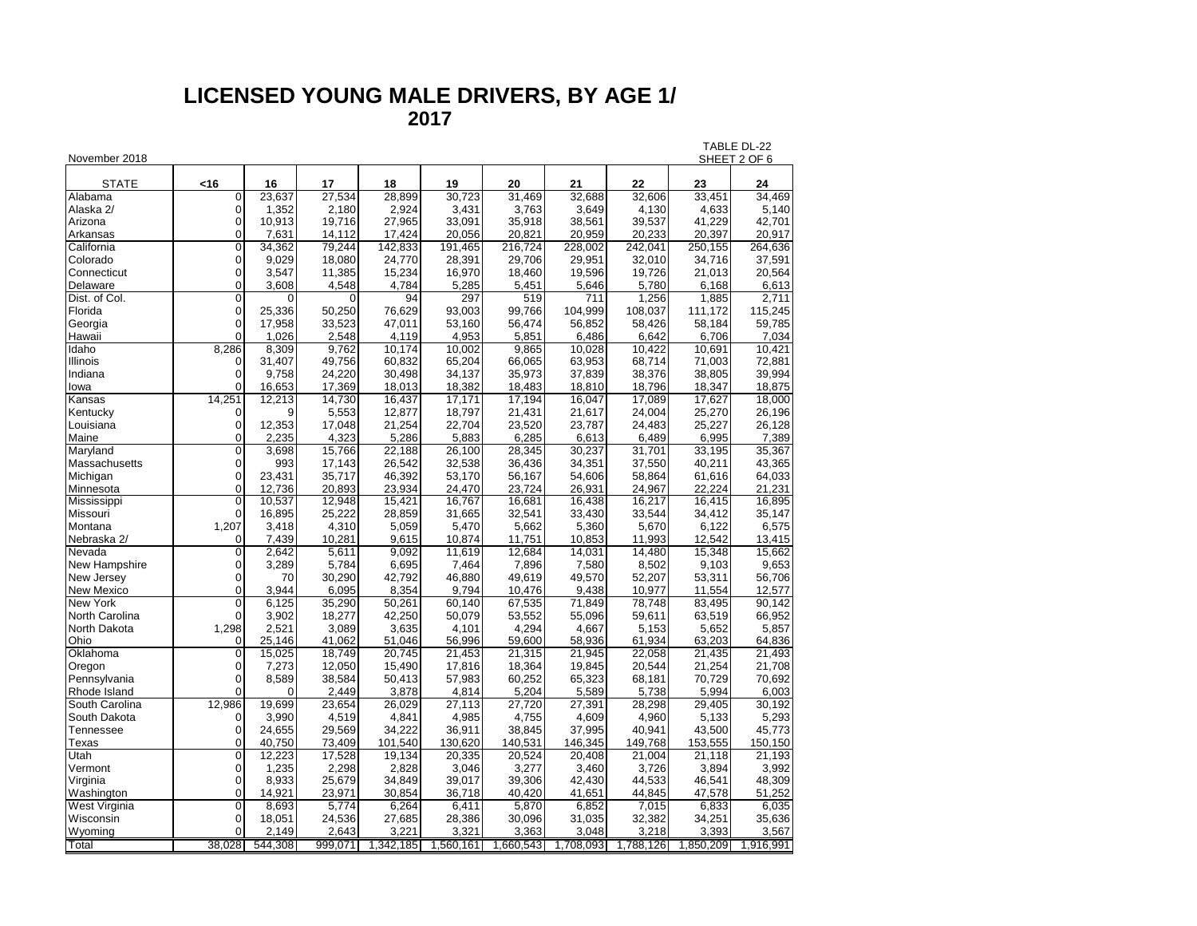# LICENSED YOUNG MALE DRIVERS, BY AGE 1/
## 2017

November 2018

TABLE DL-22
SHEET 2 OF 6

| STATE | <16 | 16 | 17 | 18 | 19 | 20 | 21 | 22 | 23 | 24 |
|---|---|---|---|---|---|---|---|---|---|---|
| Alabama | 0 | 23,637 | 27,534 | 28,899 | 30,723 | 31,469 | 32,688 | 32,606 | 33,451 | 34,469 |
| Alaska 2/ | 0 | 1,352 | 2,180 | 2,924 | 3,431 | 3,763 | 3,649 | 4,130 | 4,633 | 5,140 |
| Arizona | 0 | 10,913 | 19,716 | 27,965 | 33,091 | 35,918 | 38,561 | 39,537 | 41,229 | 42,701 |
| Arkansas | 0 | 7,631 | 14,112 | 17,424 | 20,056 | 20,821 | 20,959 | 20,233 | 20,397 | 20,917 |
| California | 0 | 34,362 | 79,244 | 142,833 | 191,465 | 216,724 | 228,002 | 242,041 | 250,155 | 264,636 |
| Colorado | 0 | 9,029 | 18,080 | 24,770 | 28,391 | 29,706 | 29,951 | 32,010 | 34,716 | 37,591 |
| Connecticut | 0 | 3,547 | 11,385 | 15,234 | 16,970 | 18,460 | 19,596 | 19,726 | 21,013 | 20,564 |
| Delaware | 0 | 3,608 | 4,548 | 4,784 | 5,285 | 5,451 | 5,646 | 5,780 | 6,168 | 6,613 |
| Dist. of Col. | 0 | 0 | 0 | 94 | 297 | 519 | 711 | 1,256 | 1,885 | 2,711 |
| Florida | 0 | 25,336 | 50,250 | 76,629 | 93,003 | 99,766 | 104,999 | 108,037 | 111,172 | 115,245 |
| Georgia | 0 | 17,958 | 33,523 | 47,011 | 53,160 | 56,474 | 56,852 | 58,426 | 58,184 | 59,785 |
| Hawaii | 0 | 1,026 | 2,548 | 4,119 | 4,953 | 5,851 | 6,486 | 6,642 | 6,706 | 7,034 |
| Idaho | 8,286 | 8,309 | 9,762 | 10,174 | 10,002 | 9,865 | 10,028 | 10,422 | 10,691 | 10,421 |
| Illinois | 0 | 31,407 | 49,756 | 60,832 | 65,204 | 66,065 | 63,953 | 68,714 | 71,003 | 72,881 |
| Indiana | 0 | 9,758 | 24,220 | 30,498 | 34,137 | 35,973 | 37,839 | 38,376 | 38,805 | 39,994 |
| Iowa | 0 | 16,653 | 17,369 | 18,013 | 18,382 | 18,483 | 18,810 | 18,796 | 18,347 | 18,875 |
| Kansas | 14,251 | 12,213 | 14,730 | 16,437 | 17,171 | 17,194 | 16,047 | 17,089 | 17,627 | 18,000 |
| Kentucky | 0 | 9 | 5,553 | 12,877 | 18,797 | 21,431 | 21,617 | 24,004 | 25,270 | 26,196 |
| Louisiana | 0 | 12,353 | 17,048 | 21,254 | 22,704 | 23,520 | 23,787 | 24,483 | 25,227 | 26,128 |
| Maine | 0 | 2,235 | 4,323 | 5,286 | 5,883 | 6,285 | 6,613 | 6,489 | 6,995 | 7,389 |
| Maryland | 0 | 3,698 | 15,766 | 22,188 | 26,100 | 28,345 | 30,237 | 31,701 | 33,195 | 35,367 |
| Massachusetts | 0 | 993 | 17,143 | 26,542 | 32,538 | 36,436 | 34,351 | 37,550 | 40,211 | 43,365 |
| Michigan | 0 | 23,431 | 35,717 | 46,392 | 53,170 | 56,167 | 54,606 | 58,864 | 61,616 | 64,033 |
| Minnesota | 0 | 12,736 | 20,893 | 23,934 | 24,470 | 23,724 | 26,931 | 24,967 | 22,224 | 21,231 |
| Mississippi | 0 | 10,537 | 12,948 | 15,421 | 16,767 | 16,681 | 16,438 | 16,217 | 16,415 | 16,895 |
| Missouri | 0 | 16,895 | 25,222 | 28,859 | 31,665 | 32,541 | 33,430 | 33,544 | 34,412 | 35,147 |
| Montana | 1,207 | 3,418 | 4,310 | 5,059 | 5,470 | 5,662 | 5,360 | 5,670 | 6,122 | 6,575 |
| Nebraska 2/ | 0 | 7,439 | 10,281 | 9,615 | 10,874 | 11,751 | 10,853 | 11,993 | 12,542 | 13,415 |
| Nevada | 0 | 2,642 | 5,611 | 9,092 | 11,619 | 12,684 | 14,031 | 14,480 | 15,348 | 15,662 |
| New Hampshire | 0 | 3,289 | 5,784 | 6,695 | 7,464 | 7,896 | 7,580 | 8,502 | 9,103 | 9,653 |
| New Jersey | 0 | 70 | 30,290 | 42,792 | 46,880 | 49,619 | 49,570 | 52,207 | 53,311 | 56,706 |
| New Mexico | 0 | 3,944 | 6,095 | 8,354 | 9,794 | 10,476 | 9,438 | 10,977 | 11,554 | 12,577 |
| New York | 0 | 6,125 | 35,290 | 50,261 | 60,140 | 67,535 | 71,849 | 78,748 | 83,495 | 90,142 |
| North Carolina | 0 | 3,902 | 18,277 | 42,250 | 50,079 | 53,552 | 55,096 | 59,611 | 63,519 | 66,952 |
| North Dakota | 1,298 | 2,521 | 3,089 | 3,635 | 4,101 | 4,294 | 4,667 | 5,153 | 5,652 | 5,857 |
| Ohio | 0 | 25,146 | 41,062 | 51,046 | 56,996 | 59,600 | 58,936 | 61,934 | 63,203 | 64,836 |
| Oklahoma | 0 | 15,025 | 18,749 | 20,745 | 21,453 | 21,315 | 21,945 | 22,058 | 21,435 | 21,493 |
| Oregon | 0 | 7,273 | 12,050 | 15,490 | 17,816 | 18,364 | 19,845 | 20,544 | 21,254 | 21,708 |
| Pennsylvania | 0 | 8,589 | 38,584 | 50,413 | 57,983 | 60,252 | 65,323 | 68,181 | 70,729 | 70,692 |
| Rhode Island | 0 | 0 | 2,449 | 3,878 | 4,814 | 5,204 | 5,589 | 5,738 | 5,994 | 6,003 |
| South Carolina | 12,986 | 19,699 | 23,654 | 26,029 | 27,113 | 27,720 | 27,391 | 28,298 | 29,405 | 30,192 |
| South Dakota | 0 | 3,990 | 4,519 | 4,841 | 4,985 | 4,755 | 4,609 | 4,960 | 5,133 | 5,293 |
| Tennessee | 0 | 24,655 | 29,569 | 34,222 | 36,911 | 38,845 | 37,995 | 40,941 | 43,500 | 45,773 |
| Texas | 0 | 40,750 | 73,409 | 101,540 | 130,620 | 140,531 | 146,345 | 149,768 | 153,555 | 150,150 |
| Utah | 0 | 12,223 | 17,528 | 19,134 | 20,335 | 20,524 | 20,408 | 21,004 | 21,118 | 21,193 |
| Vermont | 0 | 1,235 | 2,298 | 2,828 | 3,046 | 3,277 | 3,460 | 3,726 | 3,894 | 3,992 |
| Virginia | 0 | 8,933 | 25,679 | 34,849 | 39,017 | 39,306 | 42,430 | 44,533 | 46,541 | 48,309 |
| Washington | 0 | 14,921 | 23,971 | 30,854 | 36,718 | 40,420 | 41,651 | 44,845 | 47,578 | 51,252 |
| West Virginia | 0 | 8,693 | 5,774 | 6,264 | 6,411 | 5,870 | 6,852 | 7,015 | 6,833 | 6,035 |
| Wisconsin | 0 | 18,051 | 24,536 | 27,685 | 28,386 | 30,096 | 31,035 | 32,382 | 34,251 | 35,636 |
| Wyoming | 0 | 2,149 | 2,643 | 3,221 | 3,321 | 3,363 | 3,048 | 3,218 | 3,393 | 3,567 |
| Total | 38,028 | 544,308 | 999,071 | 1,342,185 | 1,560,161 | 1,660,543 | 1,708,093 | 1,788,126 | 1,850,209 | 1,916,991 |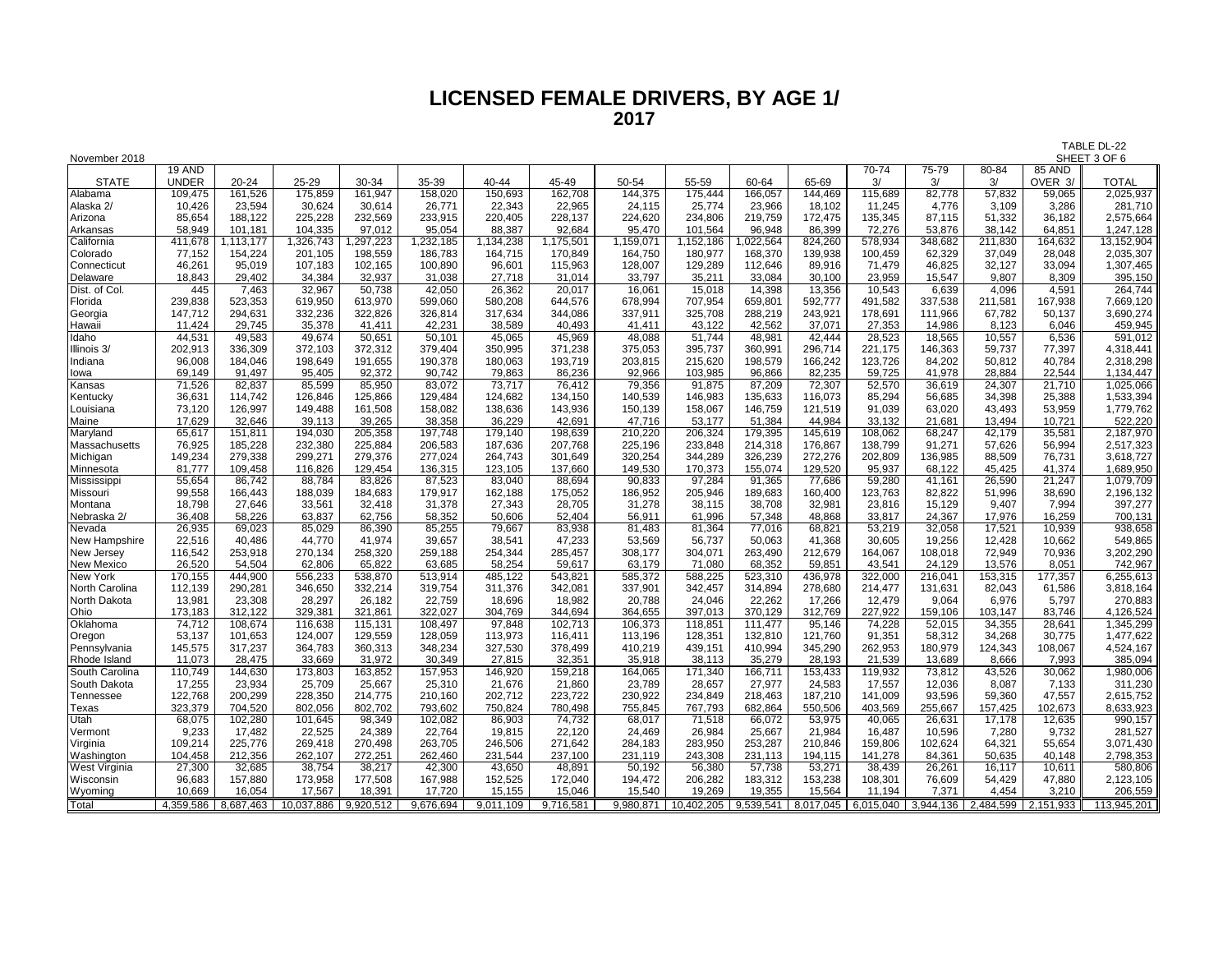# LICENSED FEMALE DRIVERS, BY AGE 1/
## 2017

TABLE DL-22
SHEET 3 OF 6

November 2018

| STATE | 19 AND UNDER | 20-24 | 25-29 | 30-34 | 35-39 | 40-44 | 45-49 | 50-54 | 55-59 | 60-64 | 65-69 | 70-74 3/ | 75-79 3/ | 80-84 3/ | 85 AND OVER 3/ | TOTAL |
|---|---|---|---|---|---|---|---|---|---|---|---|---|---|---|---|---|
| Alabama | 109,475 | 161,526 | 175,859 | 161,947 | 158,020 | 150,693 | 162,708 | 144,375 | 175,444 | 166,057 | 144,469 | 115,689 | 82,778 | 57,832 | 59,065 | 2,025,937 |
| Alaska 2/ | 10,426 | 23,594 | 30,624 | 30,614 | 26,771 | 22,343 | 22,965 | 24,115 | 25,774 | 23,966 | 18,102 | 11,245 | 4,776 | 3,109 | 3,286 | 281,710 |
| Arizona | 85,654 | 188,122 | 225,228 | 232,569 | 233,915 | 220,405 | 228,137 | 224,620 | 234,806 | 219,759 | 172,475 | 135,345 | 87,115 | 51,332 | 36,182 | 2,575,664 |
| Arkansas | 58,949 | 101,181 | 104,335 | 97,012 | 95,054 | 88,387 | 92,684 | 95,470 | 101,564 | 96,948 | 86,399 | 72,276 | 53,876 | 38,142 | 64,851 | 1,247,128 |
| California | 411,678 | 1,113,177 | 1,326,743 | 1,297,223 | 1,232,185 | 1,134,238 | 1,175,501 | 1,159,071 | 1,152,186 | 1,022,564 | 824,260 | 578,934 | 348,682 | 211,830 | 164,632 | 13,152,904 |
| Colorado | 77,152 | 154,224 | 201,105 | 198,559 | 186,783 | 164,715 | 170,849 | 164,750 | 180,977 | 168,370 | 139,938 | 100,459 | 62,329 | 37,049 | 28,048 | 2,035,307 |
| Connecticut | 46,261 | 95,019 | 107,183 | 102,165 | 100,890 | 96,601 | 115,963 | 128,007 | 129,289 | 112,646 | 89,916 | 71,479 | 46,825 | 32,127 | 33,094 | 1,307,465 |
| Delaware | 18,843 | 29,402 | 34,384 | 32,937 | 31,038 | 27,718 | 31,014 | 33,797 | 35,211 | 33,084 | 30,100 | 23,959 | 15,547 | 9,807 | 8,309 | 395,150 |
| Dist. of Col. | 445 | 7,463 | 32,967 | 50,738 | 42,050 | 26,362 | 20,017 | 16,061 | 15,018 | 14,398 | 13,356 | 10,543 | 6,639 | 4,096 | 4,591 | 264,744 |
| Florida | 239,838 | 523,353 | 619,950 | 613,970 | 599,060 | 580,208 | 644,576 | 678,994 | 707,954 | 659,801 | 592,777 | 491,582 | 337,538 | 211,581 | 167,938 | 7,669,120 |
| Georgia | 147,712 | 294,631 | 332,236 | 322,826 | 326,814 | 317,634 | 344,086 | 337,911 | 325,708 | 288,219 | 243,921 | 178,691 | 111,966 | 67,782 | 50,137 | 3,690,274 |
| Hawaii | 11,424 | 29,745 | 35,378 | 41,411 | 42,231 | 38,589 | 40,493 | 41,411 | 43,122 | 42,562 | 37,071 | 27,353 | 14,986 | 8,123 | 6,046 | 459,945 |
| Idaho | 44,531 | 49,583 | 49,674 | 50,651 | 50,101 | 45,065 | 45,969 | 48,088 | 51,744 | 48,981 | 42,444 | 28,523 | 18,565 | 10,557 | 6,536 | 591,012 |
| Illinois 3/ | 202,913 | 336,309 | 372,103 | 372,312 | 379,404 | 350,995 | 371,238 | 375,053 | 395,737 | 360,991 | 296,714 | 221,175 | 146,363 | 59,737 | 77,397 | 4,318,441 |
| Indiana | 96,008 | 184,046 | 198,649 | 191,655 | 190,378 | 180,063 | 193,719 | 203,815 | 215,620 | 198,579 | 166,242 | 123,726 | 84,202 | 50,812 | 40,784 | 2,318,298 |
| Iowa | 69,149 | 91,497 | 95,405 | 92,372 | 90,742 | 79,863 | 86,236 | 92,966 | 103,985 | 96,866 | 82,235 | 59,725 | 41,978 | 28,884 | 22,544 | 1,134,447 |
| Kansas | 71,526 | 82,837 | 85,599 | 85,950 | 83,072 | 73,717 | 76,412 | 79,356 | 91,875 | 87,209 | 72,307 | 52,570 | 36,619 | 24,307 | 21,710 | 1,025,066 |
| Kentucky | 36,631 | 114,742 | 126,846 | 125,866 | 129,484 | 124,682 | 134,150 | 140,539 | 146,983 | 135,633 | 116,073 | 85,294 | 56,685 | 34,398 | 25,388 | 1,533,394 |
| Louisiana | 73,120 | 126,997 | 149,488 | 161,508 | 158,082 | 138,636 | 143,936 | 150,139 | 158,067 | 146,759 | 121,519 | 91,039 | 63,020 | 43,493 | 53,959 | 1,779,762 |
| Maine | 17,629 | 32,646 | 39,113 | 39,265 | 38,358 | 36,229 | 42,691 | 47,716 | 53,177 | 51,384 | 44,984 | 33,132 | 21,681 | 13,494 | 10,721 | 522,220 |
| Maryland | 65,617 | 151,811 | 194,030 | 205,358 | 197,748 | 179,140 | 198,639 | 210,220 | 206,324 | 179,395 | 145,619 | 108,062 | 68,247 | 42,179 | 35,581 | 2,187,970 |
| Massachusetts | 76,925 | 185,228 | 232,380 | 225,884 | 206,583 | 187,636 | 207,768 | 225,196 | 233,848 | 214,318 | 176,867 | 138,799 | 91,271 | 57,626 | 56,994 | 2,517,323 |
| Michigan | 149,234 | 279,338 | 299,271 | 279,376 | 277,024 | 264,743 | 301,649 | 320,254 | 344,289 | 326,239 | 272,276 | 202,809 | 136,985 | 88,509 | 76,731 | 3,618,727 |
| Minnesota | 81,777 | 109,458 | 116,826 | 129,454 | 136,315 | 123,105 | 137,660 | 149,530 | 170,373 | 155,074 | 129,520 | 95,937 | 68,122 | 45,425 | 41,374 | 1,689,950 |
| Mississippi | 55,654 | 86,742 | 88,784 | 83,826 | 87,523 | 83,040 | 88,694 | 90,833 | 97,284 | 91,365 | 77,686 | 59,280 | 41,161 | 26,590 | 21,247 | 1,079,709 |
| Missouri | 99,558 | 166,443 | 188,039 | 184,683 | 179,917 | 162,188 | 175,052 | 186,952 | 205,946 | 189,683 | 160,400 | 123,763 | 82,822 | 51,996 | 38,690 | 2,196,132 |
| Montana | 18,798 | 27,646 | 33,561 | 32,418 | 31,378 | 27,343 | 28,705 | 31,278 | 38,115 | 38,708 | 32,981 | 23,816 | 15,129 | 9,407 | 7,994 | 397,277 |
| Nebraska 2/ | 36,408 | 58,226 | 63,837 | 62,756 | 58,352 | 50,606 | 52,404 | 56,911 | 61,996 | 57,348 | 48,868 | 33,817 | 24,367 | 17,976 | 16,259 | 700,131 |
| Nevada | 26,935 | 69,023 | 85,029 | 86,390 | 85,255 | 79,667 | 83,938 | 81,483 | 81,364 | 77,016 | 68,821 | 53,219 | 32,058 | 17,521 | 10,939 | 938,658 |
| New Hampshire | 22,516 | 40,486 | 44,770 | 41,974 | 39,657 | 38,541 | 47,233 | 53,569 | 56,737 | 50,063 | 41,368 | 30,605 | 19,256 | 12,428 | 10,662 | 549,865 |
| New Jersey | 116,542 | 253,918 | 270,134 | 258,320 | 259,188 | 254,344 | 285,457 | 308,177 | 304,071 | 263,490 | 212,679 | 164,067 | 108,018 | 72,949 | 70,936 | 3,202,290 |
| New Mexico | 26,520 | 54,504 | 62,806 | 65,822 | 63,685 | 58,254 | 59,617 | 63,179 | 71,080 | 68,352 | 59,851 | 43,541 | 24,129 | 13,576 | 8,051 | 742,967 |
| New York | 170,155 | 444,900 | 556,233 | 538,870 | 513,914 | 485,122 | 543,821 | 585,372 | 588,225 | 523,310 | 436,978 | 322,000 | 216,041 | 153,315 | 177,357 | 6,255,613 |
| North Carolina | 112,139 | 290,281 | 346,650 | 332,214 | 319,754 | 311,376 | 342,081 | 337,901 | 342,457 | 314,894 | 278,680 | 214,477 | 131,631 | 82,043 | 61,586 | 3,818,164 |
| North Dakota | 13,981 | 23,308 | 28,297 | 26,182 | 22,759 | 18,696 | 18,982 | 20,788 | 24,046 | 22,262 | 17,266 | 12,479 | 9,064 | 6,976 | 5,797 | 270,883 |
| Ohio | 173,183 | 312,122 | 329,381 | 321,861 | 322,027 | 304,769 | 344,694 | 364,655 | 397,013 | 370,129 | 312,769 | 227,922 | 159,106 | 103,147 | 83,746 | 4,126,524 |
| Oklahoma | 74,712 | 108,674 | 116,638 | 115,131 | 108,497 | 97,848 | 102,713 | 106,373 | 118,851 | 111,477 | 95,146 | 74,228 | 52,015 | 34,355 | 28,641 | 1,345,299 |
| Oregon | 53,137 | 101,653 | 124,007 | 129,559 | 128,059 | 113,973 | 116,411 | 113,196 | 128,351 | 132,810 | 121,760 | 91,351 | 58,312 | 34,268 | 30,775 | 1,477,622 |
| Pennsylvania | 145,575 | 317,237 | 364,783 | 360,313 | 348,234 | 327,530 | 378,499 | 410,219 | 439,151 | 410,994 | 345,290 | 262,953 | 180,979 | 124,343 | 108,067 | 4,524,167 |
| Rhode Island | 11,073 | 28,475 | 33,669 | 31,972 | 30,349 | 27,815 | 32,351 | 35,918 | 38,113 | 35,279 | 28,193 | 21,539 | 13,689 | 8,666 | 7,993 | 385,094 |
| South Carolina | 110,749 | 144,630 | 173,803 | 163,852 | 157,953 | 146,920 | 159,218 | 164,065 | 171,340 | 166,711 | 153,433 | 119,932 | 73,812 | 43,526 | 30,062 | 1,980,006 |
| South Dakota | 17,255 | 23,934 | 25,709 | 25,667 | 25,310 | 21,676 | 21,860 | 23,789 | 28,657 | 27,977 | 24,583 | 17,557 | 12,036 | 8,087 | 7,133 | 311,230 |
| Tennessee | 122,768 | 200,299 | 228,350 | 214,775 | 210,160 | 202,712 | 223,722 | 230,922 | 234,849 | 218,463 | 187,210 | 141,009 | 93,596 | 59,360 | 47,557 | 2,615,752 |
| Texas | 323,379 | 704,520 | 802,056 | 802,702 | 793,602 | 750,824 | 780,498 | 755,845 | 767,793 | 682,864 | 550,506 | 403,569 | 255,667 | 157,425 | 102,673 | 8,633,923 |
| Utah | 68,075 | 102,280 | 101,645 | 98,349 | 102,082 | 86,903 | 74,732 | 68,017 | 71,518 | 66,072 | 53,975 | 40,065 | 26,631 | 17,178 | 12,635 | 990,157 |
| Vermont | 9,233 | 17,482 | 22,525 | 24,389 | 22,764 | 19,815 | 22,120 | 24,469 | 26,984 | 25,667 | 21,984 | 16,487 | 10,596 | 7,280 | 9,732 | 281,527 |
| Virginia | 109,214 | 225,776 | 269,418 | 270,498 | 263,705 | 246,506 | 271,642 | 284,183 | 283,950 | 253,287 | 210,846 | 159,806 | 102,624 | 64,321 | 55,654 | 3,071,430 |
| Washington | 104,458 | 212,356 | 262,107 | 272,251 | 262,460 | 231,544 | 237,100 | 231,119 | 243,308 | 231,113 | 194,115 | 141,278 | 84,361 | 50,635 | 40,148 | 2,798,353 |
| West Virginia | 27,300 | 32,685 | 38,754 | 38,217 | 42,300 | 43,650 | 48,891 | 50,192 | 56,380 | 57,738 | 53,271 | 38,439 | 26,261 | 16,117 | 10,611 | 580,806 |
| Wisconsin | 96,683 | 157,880 | 173,958 | 177,508 | 167,988 | 152,525 | 172,040 | 194,472 | 206,282 | 183,312 | 153,238 | 108,301 | 76,609 | 54,429 | 47,880 | 2,123,105 |
| Wyoming | 10,669 | 16,054 | 17,567 | 18,391 | 17,720 | 15,155 | 15,046 | 15,540 | 19,269 | 19,355 | 15,564 | 11,194 | 7,371 | 4,454 | 3,210 | 206,559 |
| Total | 4,359,586 | 8,687,463 | 10,037,886 | 9,920,512 | 9,676,694 | 9,011,109 | 9,716,581 | 9,980,871 | 10,402,205 | 9,539,541 | 8,017,045 | 6,015,040 | 3,944,136 | 2,484,599 | 2,151,933 | 113,945,201 |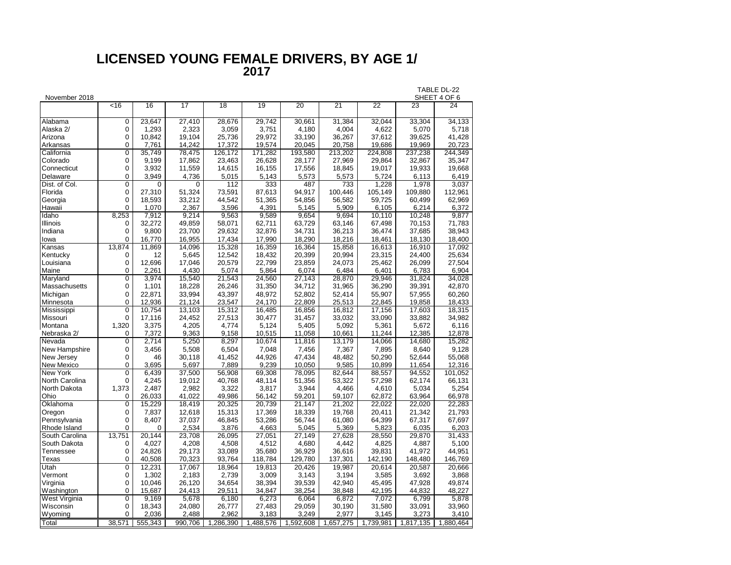# LICENSED YOUNG FEMALE DRIVERS, BY AGE 1/
## 2017

November 2018

TABLE DL-22
SHEET 4 OF 6

| | <16 | 16 | 17 | 18 | 19 | 20 | 21 | 22 | 23 | 24 |
|---|---|---|---|---|---|---|---|---|---|---|
| Alabama | 0 | 23,647 | 27,410 | 28,676 | 29,742 | 30,661 | 31,384 | 32,044 | 33,304 | 34,133 |
| Alaska 2/ | 0 | 1,293 | 2,323 | 3,059 | 3,751 | 4,180 | 4,004 | 4,622 | 5,070 | 5,718 |
| Arizona | 0 | 10,842 | 19,104 | 25,736 | 29,972 | 33,190 | 36,267 | 37,612 | 39,625 | 41,428 |
| Arkansas | 0 | 7,761 | 14,242 | 17,372 | 19,574 | 20,045 | 20,758 | 19,686 | 19,969 | 20,723 |
| California | 0 | 35,749 | 78,475 | 126,172 | 171,282 | 193,580 | 213,202 | 224,808 | 237,238 | 244,349 |
| Colorado | 0 | 9,199 | 17,862 | 23,463 | 26,628 | 28,177 | 27,969 | 29,864 | 32,867 | 35,347 |
| Connecticut | 0 | 3,932 | 11,559 | 14,615 | 16,155 | 17,556 | 18,845 | 19,017 | 19,933 | 19,668 |
| Delaware | 0 | 3,949 | 4,736 | 5,015 | 5,143 | 5,573 | 5,573 | 5,724 | 6,113 | 6,419 |
| Dist. of Col. | 0 | 0 | 0 | 112 | 333 | 487 | 733 | 1,228 | 1,978 | 3,037 |
| Florida | 0 | 27,310 | 51,324 | 73,591 | 87,613 | 94,917 | 100,446 | 105,149 | 109,880 | 112,961 |
| Georgia | 0 | 18,593 | 33,212 | 44,542 | 51,365 | 54,856 | 56,582 | 59,725 | 60,499 | 62,969 |
| Hawaii | 0 | 1,070 | 2,367 | 3,596 | 4,391 | 5,145 | 5,909 | 6,105 | 6,214 | 6,372 |
| Idaho | 8,253 | 7,912 | 9,214 | 9,563 | 9,589 | 9,654 | 9,694 | 10,110 | 10,248 | 9,877 |
| Illinois | 0 | 32,272 | 49,859 | 58,071 | 62,711 | 63,729 | 63,146 | 67,498 | 70,153 | 71,783 |
| Indiana | 0 | 9,800 | 23,700 | 29,632 | 32,876 | 34,731 | 36,213 | 36,474 | 37,685 | 38,943 |
| Iowa | 0 | 16,770 | 16,955 | 17,434 | 17,990 | 18,290 | 18,216 | 18,461 | 18,130 | 18,400 |
| Kansas | 13,874 | 11,869 | 14,096 | 15,328 | 16,359 | 16,364 | 15,858 | 16,613 | 16,910 | 17,092 |
| Kentucky | 0 | 12 | 5,645 | 12,542 | 18,432 | 20,399 | 20,994 | 23,315 | 24,400 | 25,634 |
| Louisiana | 0 | 12,696 | 17,046 | 20,579 | 22,799 | 23,859 | 24,073 | 25,462 | 26,099 | 27,504 |
| Maine | 0 | 2,261 | 4,430 | 5,074 | 5,864 | 6,074 | 6,484 | 6,401 | 6,783 | 6,904 |
| Maryland | 0 | 3,974 | 15,540 | 21,543 | 24,560 | 27,143 | 28,870 | 29,946 | 31,824 | 34,028 |
| Massachusetts | 0 | 1,101 | 18,228 | 26,246 | 31,350 | 34,712 | 31,965 | 36,290 | 39,391 | 42,870 |
| Michigan | 0 | 22,871 | 33,994 | 43,397 | 48,972 | 52,802 | 52,414 | 55,907 | 57,955 | 60,260 |
| Minnesota | 0 | 12,936 | 21,124 | 23,547 | 24,170 | 22,809 | 25,513 | 22,845 | 19,858 | 18,433 |
| Mississippi | 0 | 10,754 | 13,103 | 15,312 | 16,485 | 16,856 | 16,812 | 17,156 | 17,603 | 18,315 |
| Missouri | 0 | 17,116 | 24,452 | 27,513 | 30,477 | 31,457 | 33,032 | 33,090 | 33,882 | 34,982 |
| Montana | 1,320 | 3,375 | 4,205 | 4,774 | 5,124 | 5,405 | 5,092 | 5,361 | 5,672 | 6,116 |
| Nebraska 2/ | 0 | 7,372 | 9,363 | 9,158 | 10,515 | 11,058 | 10,661 | 11,244 | 12,385 | 12,878 |
| Nevada | 0 | 2,714 | 5,250 | 8,297 | 10,674 | 11,816 | 13,179 | 14,066 | 14,680 | 15,282 |
| New Hampshire | 0 | 3,456 | 5,508 | 6,504 | 7,048 | 7,456 | 7,367 | 7,895 | 8,640 | 9,128 |
| New Jersey | 0 | 46 | 30,118 | 41,452 | 44,926 | 47,434 | 48,482 | 50,290 | 52,644 | 55,068 |
| New Mexico | 0 | 3,695 | 5,697 | 7,889 | 9,239 | 10,050 | 9,585 | 10,899 | 11,654 | 12,316 |
| New York | 0 | 6,439 | 37,500 | 56,908 | 69,308 | 78,095 | 82,644 | 88,557 | 94,552 | 101,052 |
| North Carolina | 0 | 4,245 | 19,012 | 40,768 | 48,114 | 51,356 | 53,322 | 57,298 | 62,174 | 66,131 |
| North Dakota | 1,373 | 2,487 | 2,982 | 3,322 | 3,817 | 3,944 | 4,466 | 4,610 | 5,034 | 5,254 |
| Ohio | 0 | 26,033 | 41,022 | 49,986 | 56,142 | 59,201 | 59,107 | 62,872 | 63,964 | 66,978 |
| Oklahoma | 0 | 15,229 | 18,419 | 20,325 | 20,739 | 21,147 | 21,202 | 22,022 | 22,020 | 22,283 |
| Oregon | 0 | 7,837 | 12,618 | 15,313 | 17,369 | 18,339 | 19,768 | 20,411 | 21,342 | 21,793 |
| Pennsylvania | 0 | 8,407 | 37,037 | 46,845 | 53,286 | 56,744 | 61,080 | 64,399 | 67,317 | 67,697 |
| Rhode Island | 0 | 0 | 2,534 | 3,876 | 4,663 | 5,045 | 5,369 | 5,823 | 6,035 | 6,203 |
| South Carolina | 13,751 | 20,144 | 23,708 | 26,095 | 27,051 | 27,149 | 27,628 | 28,550 | 29,870 | 31,433 |
| South Dakota | 0 | 4,027 | 4,208 | 4,508 | 4,512 | 4,680 | 4,442 | 4,825 | 4,887 | 5,100 |
| Tennessee | 0 | 24,826 | 29,173 | 33,089 | 35,680 | 36,929 | 36,616 | 39,831 | 41,972 | 44,951 |
| Texas | 0 | 40,508 | 70,323 | 93,764 | 118,784 | 129,780 | 137,301 | 142,190 | 148,480 | 146,769 |
| Utah | 0 | 12,231 | 17,067 | 18,964 | 19,813 | 20,426 | 19,987 | 20,614 | 20,587 | 20,666 |
| Vermont | 0 | 1,302 | 2,183 | 2,739 | 3,009 | 3,143 | 3,194 | 3,585 | 3,692 | 3,868 |
| Virginia | 0 | 10,046 | 26,120 | 34,654 | 38,394 | 39,539 | 42,940 | 45,495 | 47,928 | 49,874 |
| Washington | 0 | 15,687 | 24,413 | 29,511 | 34,847 | 38,254 | 38,848 | 42,195 | 44,832 | 48,227 |
| West Virginia | 0 | 9,169 | 5,678 | 6,180 | 6,273 | 6,064 | 6,872 | 7,072 | 6,799 | 5,878 |
| Wisconsin | 0 | 18,343 | 24,080 | 26,777 | 27,483 | 29,059 | 30,190 | 31,580 | 33,091 | 33,960 |
| Wyoming | 0 | 2,036 | 2,488 | 2,962 | 3,183 | 3,249 | 2,977 | 3,145 | 3,273 | 3,410 |
| Total | 38,571 | 555,343 | 990,706 | 1,286,390 | 1,488,576 | 1,592,608 | 1,657,275 | 1,739,981 | 1,817,135 | 1,880,464 |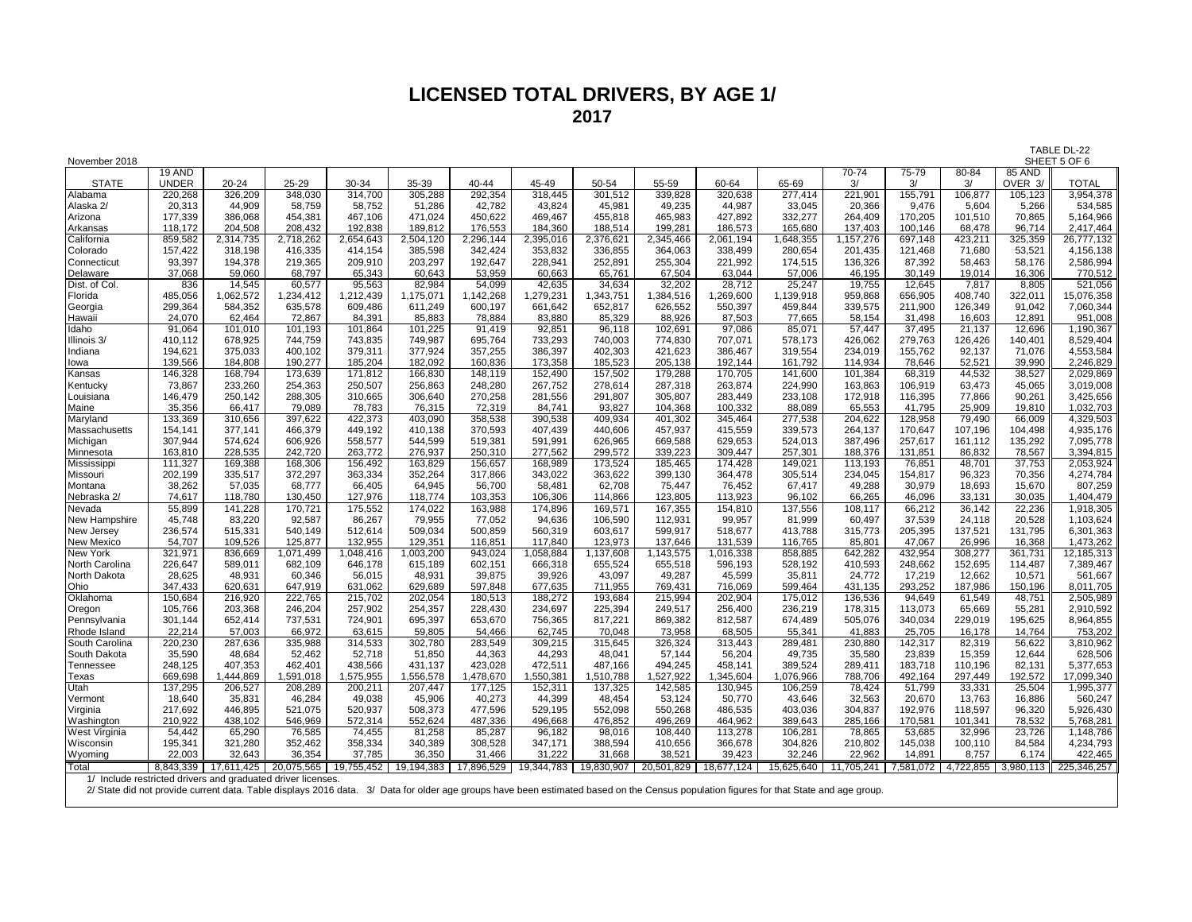# LICENSED TOTAL DRIVERS, BY AGE 1/

## 2017

November 2018

TABLE DL-22
SHEET 5 OF 6

| STATE | 19 AND UNDER | 20-24 | 25-29 | 30-34 | 35-39 | 40-44 | 45-49 | 50-54 | 55-59 | 60-64 | 65-69 | 70-74 3/ | 75-79 3/ | 80-84 3/ | 85 AND OVER 3/ | TOTAL |
|---|---|---|---|---|---|---|---|---|---|---|---|---|---|---|---|---|
| Alabama | 220,268 | 326,209 | 348,030 | 314,700 | 305,288 | 292,354 | 318,445 | 301,512 | 339,828 | 320,638 | 277,414 | 221,901 | 155,791 | 106,877 | 105,123 | 3,954,378 |
| Alaska 2/ | 20,313 | 44,909 | 58,759 | 58,752 | 51,286 | 42,782 | 43,824 | 45,981 | 49,235 | 44,987 | 33,045 | 20,366 | 9,476 | 5,604 | 5,266 | 534,585 |
| Arizona | 177,339 | 386,068 | 454,381 | 467,106 | 471,024 | 450,622 | 469,467 | 455,818 | 465,983 | 427,892 | 332,277 | 264,409 | 170,205 | 101,510 | 70,865 | 5,164,966 |
| Arkansas | 118,172 | 204,508 | 208,432 | 192,838 | 189,812 | 176,553 | 184,360 | 188,514 | 199,281 | 186,573 | 165,680 | 137,403 | 100,146 | 68,478 | 96,714 | 2,417,464 |
| California | 859,582 | 2,314,735 | 2,718,262 | 2,654,643 | 2,504,120 | 2,296,144 | 2,395,016 | 2,376,621 | 2,345,466 | 2,061,194 | 1,648,355 | 1,157,276 | 697,148 | 423,211 | 325,359 | 26,777,132 |
| Colorado | 157,422 | 318,198 | 416,335 | 414,154 | 385,598 | 342,424 | 353,832 | 336,855 | 364,063 | 338,499 | 280,654 | 201,435 | 121,468 | 71,680 | 53,521 | 4,156,138 |
| Connecticut | 93,397 | 194,378 | 219,365 | 209,910 | 203,297 | 192,647 | 228,941 | 252,891 | 255,304 | 221,992 | 174,515 | 136,326 | 87,392 | 58,463 | 58,176 | 2,586,994 |
| Delaware | 37,068 | 59,060 | 68,797 | 65,343 | 60,643 | 53,959 | 60,663 | 65,761 | 67,504 | 63,044 | 57,006 | 46,195 | 30,149 | 19,014 | 16,306 | 770,512 |
| Dist. of Col. | 836 | 14,545 | 60,577 | 95,563 | 82,984 | 54,099 | 42,635 | 34,634 | 32,202 | 28,712 | 25,247 | 19,755 | 12,645 | 7,817 | 8,805 | 521,056 |
| Florida | 485,056 | 1,062,572 | 1,234,412 | 1,212,439 | 1,175,071 | 1,142,268 | 1,279,231 | 1,343,751 | 1,384,516 | 1,269,600 | 1,139,918 | 959,868 | 656,905 | 408,740 | 322,011 | 15,076,358 |
| Georgia | 299,364 | 584,352 | 635,578 | 609,486 | 611,249 | 600,197 | 661,642 | 652,817 | 626,552 | 550,397 | 459,844 | 339,575 | 211,900 | 126,349 | 91,042 | 7,060,344 |
| Hawaii | 24,070 | 62,464 | 72,867 | 84,391 | 85,883 | 78,884 | 83,880 | 85,329 | 88,926 | 87,503 | 77,665 | 58,154 | 31,498 | 16,603 | 12,891 | 951,008 |
| Idaho | 91,064 | 101,010 | 101,193 | 101,864 | 101,225 | 91,419 | 92,851 | 96,118 | 102,691 | 97,086 | 85,071 | 57,447 | 37,495 | 21,137 | 12,696 | 1,190,367 |
| Illinois 3/ | 410,112 | 678,925 | 744,759 | 743,835 | 749,987 | 695,764 | 733,293 | 740,003 | 774,830 | 707,071 | 578,173 | 426,062 | 279,763 | 126,426 | 140,401 | 8,529,404 |
| Indiana | 194,621 | 375,033 | 400,102 | 379,311 | 377,924 | 357,255 | 386,397 | 402,303 | 421,623 | 386,467 | 319,554 | 234,019 | 155,762 | 92,137 | 71,076 | 4,553,584 |
| Iowa | 139,566 | 184,808 | 190,277 | 185,204 | 182,092 | 160,836 | 173,358 | 185,523 | 205,138 | 192,144 | 161,792 | 114,934 | 78,646 | 52,521 | 39,990 | 2,246,829 |
| Kansas | 146,328 | 168,794 | 173,639 | 171,812 | 166,830 | 148,119 | 152,490 | 157,502 | 179,288 | 170,705 | 141,600 | 101,384 | 68,319 | 44,532 | 38,527 | 2,029,869 |
| Kentucky | 73,867 | 233,260 | 254,363 | 250,507 | 256,863 | 248,280 | 267,752 | 278,614 | 287,318 | 263,874 | 224,990 | 163,863 | 106,919 | 63,473 | 45,065 | 3,019,008 |
| Louisiana | 146,479 | 250,142 | 288,305 | 310,665 | 306,640 | 270,258 | 281,556 | 291,807 | 305,807 | 283,449 | 233,108 | 172,918 | 116,395 | 77,866 | 90,261 | 3,425,656 |
| Maine | 35,356 | 66,417 | 79,089 | 78,783 | 76,315 | 72,319 | 84,741 | 93,827 | 104,368 | 100,332 | 88,089 | 65,553 | 41,795 | 25,909 | 19,810 | 1,032,703 |
| Maryland | 133,369 | 310,656 | 397,622 | 422,373 | 403,090 | 358,538 | 390,538 | 409,934 | 401,302 | 345,464 | 277,538 | 204,622 | 128,958 | 79,490 | 66,009 | 4,329,503 |
| Massachusetts | 154,141 | 377,141 | 466,379 | 449,192 | 410,138 | 370,593 | 407,439 | 440,606 | 457,937 | 415,559 | 339,573 | 264,137 | 170,647 | 107,196 | 104,498 | 4,935,176 |
| Michigan | 307,944 | 574,624 | 606,926 | 558,577 | 544,599 | 519,381 | 591,991 | 626,965 | 669,588 | 629,653 | 524,013 | 387,496 | 257,617 | 161,112 | 135,292 | 7,095,778 |
| Minnesota | 163,810 | 228,535 | 242,720 | 263,772 | 276,937 | 250,310 | 277,562 | 299,572 | 339,223 | 309,447 | 257,301 | 188,376 | 131,851 | 86,832 | 78,567 | 3,394,815 |
| Mississippi | 111,327 | 169,388 | 168,306 | 156,492 | 163,829 | 156,657 | 168,989 | 173,524 | 185,465 | 174,428 | 149,021 | 113,193 | 76,851 | 48,701 | 37,753 | 2,053,924 |
| Missouri | 202,199 | 335,517 | 372,297 | 363,334 | 352,264 | 317,866 | 343,022 | 363,622 | 399,130 | 364,478 | 305,514 | 234,045 | 154,817 | 96,323 | 70,356 | 4,274,784 |
| Montana | 38,262 | 57,035 | 68,777 | 66,405 | 64,945 | 56,700 | 58,481 | 62,708 | 75,447 | 76,452 | 67,417 | 49,288 | 30,979 | 18,693 | 15,670 | 807,259 |
| Nebraska 2/ | 74,617 | 118,780 | 130,450 | 127,976 | 118,774 | 103,353 | 106,306 | 114,866 | 123,805 | 113,923 | 96,102 | 66,265 | 46,096 | 33,131 | 30,035 | 1,404,479 |
| Nevada | 55,899 | 141,228 | 170,721 | 175,552 | 174,022 | 163,988 | 174,896 | 169,571 | 167,355 | 154,810 | 137,556 | 108,117 | 66,212 | 36,142 | 22,236 | 1,918,305 |
| New Hampshire | 45,748 | 83,220 | 92,587 | 86,267 | 79,955 | 77,052 | 94,636 | 106,590 | 112,931 | 99,957 | 81,999 | 60,497 | 37,539 | 24,118 | 20,528 | 1,103,624 |
| New Jersey | 236,574 | 515,331 | 540,149 | 512,614 | 509,034 | 500,859 | 560,319 | 603,617 | 599,917 | 518,677 | 413,788 | 315,773 | 205,395 | 137,521 | 131,795 | 6,301,363 |
| New Mexico | 54,707 | 109,526 | 125,877 | 132,955 | 129,351 | 116,851 | 117,840 | 123,973 | 137,646 | 131,539 | 116,765 | 85,801 | 47,067 | 26,996 | 16,368 | 1,473,262 |
| New York | 321,971 | 836,669 | 1,071,499 | 1,048,416 | 1,003,200 | 943,024 | 1,058,884 | 1,137,608 | 1,143,575 | 1,016,338 | 858,885 | 642,282 | 432,954 | 308,277 | 361,731 | 12,185,313 |
| North Carolina | 226,647 | 589,011 | 682,109 | 646,178 | 615,189 | 602,151 | 666,318 | 655,524 | 655,518 | 596,193 | 528,192 | 410,593 | 248,662 | 152,695 | 114,487 | 7,389,467 |
| North Dakota | 28,625 | 48,931 | 60,346 | 56,015 | 48,931 | 39,875 | 39,926 | 43,097 | 49,287 | 45,599 | 35,811 | 24,772 | 17,219 | 12,662 | 10,571 | 561,667 |
| Ohio | 347,433 | 620,631 | 647,919 | 631,062 | 629,689 | 597,848 | 677,635 | 711,955 | 769,431 | 716,069 | 599,464 | 431,135 | 293,252 | 187,986 | 150,196 | 8,011,705 |
| Oklahoma | 150,684 | 216,920 | 222,765 | 215,702 | 202,054 | 180,513 | 188,272 | 193,684 | 215,994 | 202,904 | 175,012 | 136,536 | 94,649 | 61,549 | 48,751 | 2,505,989 |
| Oregon | 105,766 | 203,368 | 246,204 | 257,902 | 254,357 | 228,430 | 234,697 | 225,394 | 249,517 | 256,400 | 236,219 | 178,315 | 113,073 | 65,669 | 55,281 | 2,910,592 |
| Pennsylvania | 301,144 | 652,414 | 737,531 | 724,901 | 695,397 | 653,670 | 756,365 | 817,221 | 869,382 | 812,587 | 674,489 | 505,076 | 340,034 | 229,019 | 195,625 | 8,964,855 |
| Rhode Island | 22,214 | 57,003 | 66,972 | 63,615 | 59,805 | 54,466 | 62,745 | 70,048 | 73,958 | 68,505 | 55,341 | 41,883 | 25,705 | 16,178 | 14,764 | 753,202 |
| South Carolina | 220,230 | 287,636 | 335,988 | 314,533 | 302,780 | 283,549 | 309,215 | 315,645 | 326,324 | 313,443 | 289,481 | 230,880 | 142,317 | 82,319 | 56,622 | 3,810,962 |
| South Dakota | 35,590 | 48,684 | 52,462 | 52,718 | 51,850 | 44,363 | 44,293 | 48,041 | 57,144 | 56,204 | 49,735 | 35,580 | 23,839 | 15,359 | 12,644 | 628,506 |
| Tennessee | 248,125 | 407,353 | 462,401 | 438,566 | 431,137 | 423,028 | 472,511 | 487,166 | 494,245 | 458,141 | 389,524 | 289,411 | 183,718 | 110,196 | 82,131 | 5,377,653 |
| Texas | 669,698 | 1,444,869 | 1,591,018 | 1,575,955 | 1,556,578 | 1,478,670 | 1,550,381 | 1,510,788 | 1,527,922 | 1,345,604 | 1,076,966 | 788,706 | 492,164 | 297,449 | 192,572 | 17,099,340 |
| Utah | 137,295 | 206,527 | 208,289 | 200,211 | 207,447 | 177,125 | 152,311 | 137,325 | 142,585 | 130,945 | 106,259 | 78,424 | 51,799 | 33,331 | 25,504 | 1,995,377 |
| Vermont | 18,640 | 35,831 | 46,284 | 49,038 | 45,906 | 40,273 | 44,399 | 48,454 | 53,124 | 50,770 | 43,646 | 32,563 | 20,670 | 13,763 | 16,886 | 560,247 |
| Virginia | 217,692 | 446,895 | 521,075 | 520,937 | 508,373 | 477,596 | 529,195 | 552,098 | 550,268 | 486,535 | 403,036 | 304,837 | 192,976 | 118,597 | 96,320 | 5,926,430 |
| Washington | 210,922 | 438,102 | 546,969 | 572,314 | 552,624 | 487,336 | 496,668 | 476,852 | 496,269 | 464,962 | 389,643 | 285,166 | 170,581 | 101,341 | 78,532 | 5,768,281 |
| West Virginia | 54,442 | 65,290 | 76,585 | 74,455 | 81,258 | 85,287 | 96,182 | 98,016 | 108,440 | 113,278 | 106,281 | 78,865 | 53,685 | 32,996 | 23,726 | 1,148,786 |
| Wisconsin | 195,341 | 321,280 | 352,462 | 358,334 | 340,389 | 308,528 | 347,171 | 388,594 | 410,656 | 366,678 | 304,826 | 210,802 | 145,038 | 100,110 | 84,584 | 4,234,793 |
| Wyoming | 22,003 | 32,643 | 36,354 | 37,785 | 36,350 | 31,466 | 31,222 | 31,668 | 38,521 | 39,423 | 32,246 | 22,962 | 14,891 | 8,757 | 6,174 | 422,465 |
| Total | 8,843,339 | 17,611,425 | 20,075,565 | 19,755,452 | 19,194,383 | 17,896,529 | 19,344,783 | 19,830,907 | 20,501,829 | 18,677,124 | 15,625,640 | 11,705,241 | 7,581,072 | 4,722,855 | 3,980,113 | 225,346,257 |

1/ Include restricted drivers and graduated driver licenses.

2/ State did not provide current data. Table displays 2016 data. 3/ Data for older age groups have been estimated based on the Census population figures for that State and age group.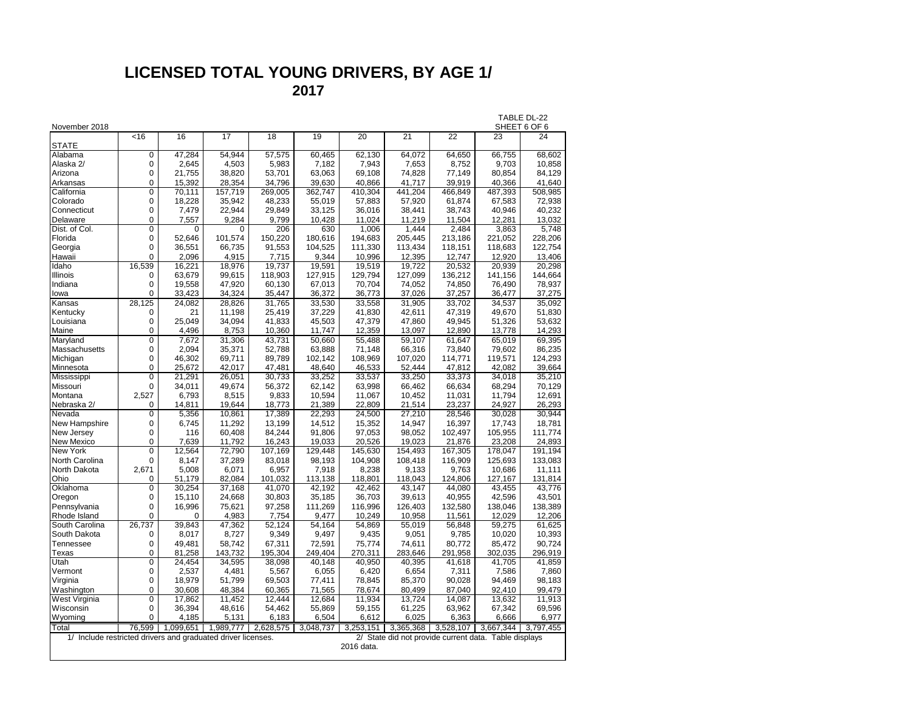# LICENSED TOTAL YOUNG DRIVERS, BY AGE 1/
## 2017

November 2018

TABLE DL-22
SHEET 6 OF 6

| STATE | <16 | 16 | 17 | 18 | 19 | 20 | 21 | 22 | 23 | 24 |
|---|---|---|---|---|---|---|---|---|---|---|
| Alabama | 0 | 47,284 | 54,944 | 57,575 | 60,465 | 62,130 | 64,072 | 64,650 | 66,755 | 68,602 |
| Alaska 2/ | 0 | 2,645 | 4,503 | 5,983 | 7,182 | 7,943 | 7,653 | 8,752 | 9,703 | 10,858 |
| Arizona | 0 | 21,755 | 38,820 | 53,701 | 63,063 | 69,108 | 74,828 | 77,149 | 80,854 | 84,129 |
| Arkansas | 0 | 15,392 | 28,354 | 34,796 | 39,630 | 40,866 | 41,717 | 39,919 | 40,366 | 41,640 |
| California | 0 | 70,111 | 157,719 | 269,005 | 362,747 | 410,304 | 441,204 | 466,849 | 487,393 | 508,985 |
| Colorado | 0 | 18,228 | 35,942 | 48,233 | 55,019 | 57,883 | 57,920 | 61,874 | 67,583 | 72,938 |
| Connecticut | 0 | 7,479 | 22,944 | 29,849 | 33,125 | 36,016 | 38,441 | 38,743 | 40,946 | 40,232 |
| Delaware | 0 | 7,557 | 9,284 | 9,799 | 10,428 | 11,024 | 11,219 | 11,504 | 12,281 | 13,032 |
| Dist. of Col. | 0 | 0 | 0 | 206 | 630 | 1,006 | 1,444 | 2,484 | 3,863 | 5,748 |
| Florida | 0 | 52,646 | 101,574 | 150,220 | 180,616 | 194,683 | 205,445 | 213,186 | 221,052 | 228,206 |
| Georgia | 0 | 36,551 | 66,735 | 91,553 | 104,525 | 111,330 | 113,434 | 118,151 | 118,683 | 122,754 |
| Hawaii | 0 | 2,096 | 4,915 | 7,715 | 9,344 | 10,996 | 12,395 | 12,747 | 12,920 | 13,406 |
| Idaho | 16,539 | 16,221 | 18,976 | 19,737 | 19,591 | 19,519 | 19,722 | 20,532 | 20,939 | 20,298 |
| Illinois | 0 | 63,679 | 99,615 | 118,903 | 127,915 | 129,794 | 127,099 | 136,212 | 141,156 | 144,664 |
| Indiana | 0 | 19,558 | 47,920 | 60,130 | 67,013 | 70,704 | 74,052 | 74,850 | 76,490 | 78,937 |
| Iowa | 0 | 33,423 | 34,324 | 35,447 | 36,372 | 36,773 | 37,026 | 37,257 | 36,477 | 37,275 |
| Kansas | 28,125 | 24,082 | 28,826 | 31,765 | 33,530 | 33,558 | 31,905 | 33,702 | 34,537 | 35,092 |
| Kentucky | 0 | 21 | 11,198 | 25,419 | 37,229 | 41,830 | 42,611 | 47,319 | 49,670 | 51,830 |
| Louisiana | 0 | 25,049 | 34,094 | 41,833 | 45,503 | 47,379 | 47,860 | 49,945 | 51,326 | 53,632 |
| Maine | 0 | 4,496 | 8,753 | 10,360 | 11,747 | 12,359 | 13,097 | 12,890 | 13,778 | 14,293 |
| Maryland | 0 | 7,672 | 31,306 | 43,731 | 50,660 | 55,488 | 59,107 | 61,647 | 65,019 | 69,395 |
| Massachusetts | 0 | 2,094 | 35,371 | 52,788 | 63,888 | 71,148 | 66,316 | 73,840 | 79,602 | 86,235 |
| Michigan | 0 | 46,302 | 69,711 | 89,789 | 102,142 | 108,969 | 107,020 | 114,771 | 119,571 | 124,293 |
| Minnesota | 0 | 25,672 | 42,017 | 47,481 | 48,640 | 46,533 | 52,444 | 47,812 | 42,082 | 39,664 |
| Mississippi | 0 | 21,291 | 26,051 | 30,733 | 33,252 | 33,537 | 33,250 | 33,373 | 34,018 | 35,210 |
| Missouri | 0 | 34,011 | 49,674 | 56,372 | 62,142 | 63,998 | 66,462 | 66,634 | 68,294 | 70,129 |
| Montana | 2,527 | 6,793 | 8,515 | 9,833 | 10,594 | 11,067 | 10,452 | 11,031 | 11,794 | 12,691 |
| Nebraska 2/ | 0 | 14,811 | 19,644 | 18,773 | 21,389 | 22,809 | 21,514 | 23,237 | 24,927 | 26,293 |
| Nevada | 0 | 5,356 | 10,861 | 17,389 | 22,293 | 24,500 | 27,210 | 28,546 | 30,028 | 30,944 |
| New Hampshire | 0 | 6,745 | 11,292 | 13,199 | 14,512 | 15,352 | 14,947 | 16,397 | 17,743 | 18,781 |
| New Jersey | 0 | 116 | 60,408 | 84,244 | 91,806 | 97,053 | 98,052 | 102,497 | 105,955 | 111,774 |
| New Mexico | 0 | 7,639 | 11,792 | 16,243 | 19,033 | 20,526 | 19,023 | 21,876 | 23,208 | 24,893 |
| New York | 0 | 12,564 | 72,790 | 107,169 | 129,448 | 145,630 | 154,493 | 167,305 | 178,047 | 191,194 |
| North Carolina | 0 | 8,147 | 37,289 | 83,018 | 98,193 | 104,908 | 108,418 | 116,909 | 125,693 | 133,083 |
| North Dakota | 2,671 | 5,008 | 6,071 | 6,957 | 7,918 | 8,238 | 9,133 | 9,763 | 10,686 | 11,111 |
| Ohio | 0 | 51,179 | 82,084 | 101,032 | 113,138 | 118,801 | 118,043 | 124,806 | 127,167 | 131,814 |
| Oklahoma | 0 | 30,254 | 37,168 | 41,070 | 42,192 | 42,462 | 43,147 | 44,080 | 43,455 | 43,776 |
| Oregon | 0 | 15,110 | 24,668 | 30,803 | 35,185 | 36,703 | 39,613 | 40,955 | 42,596 | 43,501 |
| Pennsylvania | 0 | 16,996 | 75,621 | 97,258 | 111,269 | 116,996 | 126,403 | 132,580 | 138,046 | 138,389 |
| Rhode Island | 0 | 0 | 4,983 | 7,754 | 9,477 | 10,249 | 10,958 | 11,561 | 12,029 | 12,206 |
| South Carolina | 26,737 | 39,843 | 47,362 | 52,124 | 54,164 | 54,869 | 55,019 | 56,848 | 59,275 | 61,625 |
| South Dakota | 0 | 8,017 | 8,727 | 9,349 | 9,497 | 9,435 | 9,051 | 9,785 | 10,020 | 10,393 |
| Tennessee | 0 | 49,481 | 58,742 | 67,311 | 72,591 | 75,774 | 74,611 | 80,772 | 85,472 | 90,724 |
| Texas | 0 | 81,258 | 143,732 | 195,304 | 249,404 | 270,311 | 283,646 | 291,958 | 302,035 | 296,919 |
| Utah | 0 | 24,454 | 34,595 | 38,098 | 40,148 | 40,950 | 40,395 | 41,618 | 41,705 | 41,859 |
| Vermont | 0 | 2,537 | 4,481 | 5,567 | 6,055 | 6,420 | 6,654 | 7,311 | 7,586 | 7,860 |
| Virginia | 0 | 18,979 | 51,799 | 69,503 | 77,411 | 78,845 | 85,370 | 90,028 | 94,469 | 98,183 |
| Washington | 0 | 30,608 | 48,384 | 60,365 | 71,565 | 78,674 | 80,499 | 87,040 | 92,410 | 99,479 |
| West Virginia | 0 | 17,862 | 11,452 | 12,444 | 12,684 | 11,934 | 13,724 | 14,087 | 13,632 | 11,913 |
| Wisconsin | 0 | 36,394 | 48,616 | 54,462 | 55,869 | 59,155 | 61,225 | 63,962 | 67,342 | 69,596 |
| Wyoming | 0 | 4,185 | 5,131 | 6,183 | 6,504 | 6,612 | 6,025 | 6,363 | 6,666 | 6,977 |
| Total | 76,599 | 1,099,651 | 1,989,777 | 2,628,575 | 3,048,737 | 3,253,151 | 3,365,368 | 3,528,107 | 3,667,344 | 3,797,455 |

1/ Include restricted drivers and graduated driver licenses.

2/ State did not provide current data. Table displays 2016 data.